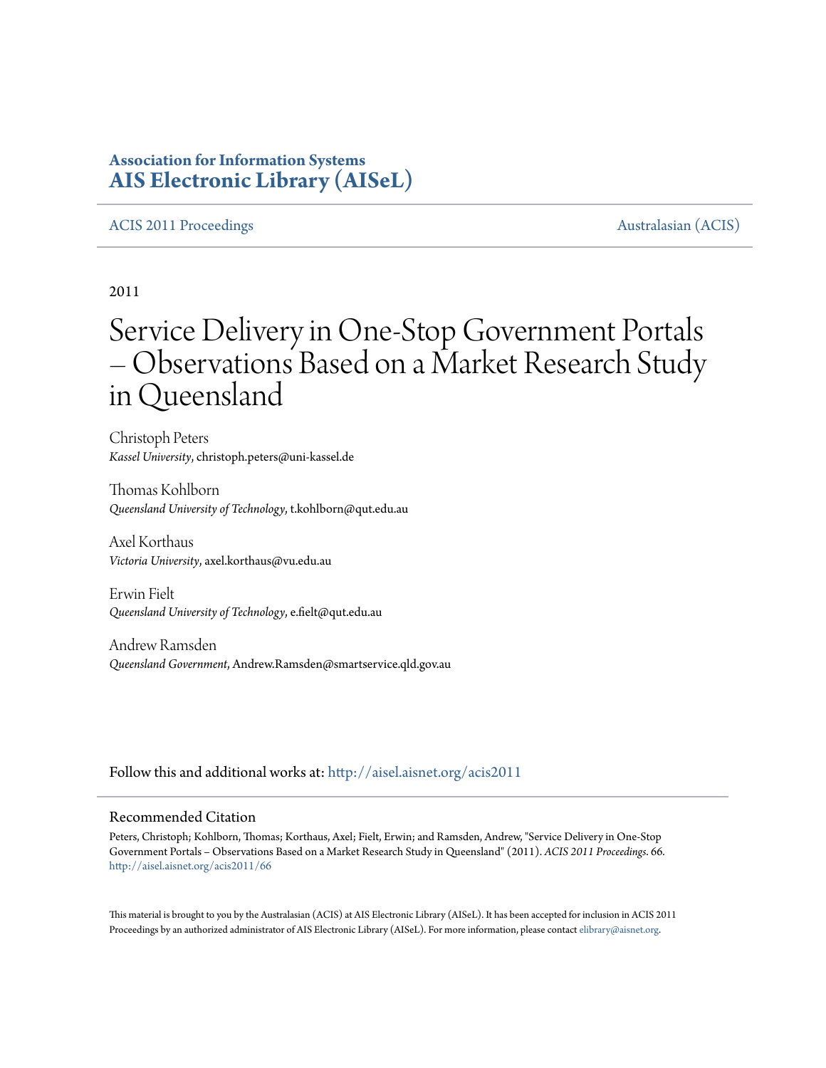**Association for Information Systems**
**AIS Electronic Library (AISeL)**

ACIS 2011 Proceedings | Australasian (ACIS)

2011

# Service Delivery in One-Stop Government Portals – Observations Based on a Market Research Study in Queensland

Christoph Peters
*Kassel University*, christoph.peters@uni-kassel.de

Thomas Kohlborn
*Queensland University of Technology*, t.kohlborn@qut.edu.au

Axel Korthaus
*Victoria University*, axel.korthaus@vu.edu.au

Erwin Fielt
*Queensland University of Technology*, e.fielt@qut.edu.au

Andrew Ramsden
*Queensland Government*, Andrew.Ramsden@smartservice.qld.gov.au

Follow this and additional works at: http://aisel.aisnet.org/acis2011

## Recommended Citation

Peters, Christoph; Kohlborn, Thomas; Korthaus, Axel; Fielt, Erwin; and Ramsden, Andrew, "Service Delivery in One-Stop Government Portals – Observations Based on a Market Research Study in Queensland" (2011). *ACIS 2011 Proceedings*. 66.
http://aisel.aisnet.org/acis2011/66

This material is brought to you by the Australasian (ACIS) at AIS Electronic Library (AISeL). It has been accepted for inclusion in ACIS 2011 Proceedings by an authorized administrator of AIS Electronic Library (AISeL). For more information, please contact elibrary@aisnet.org.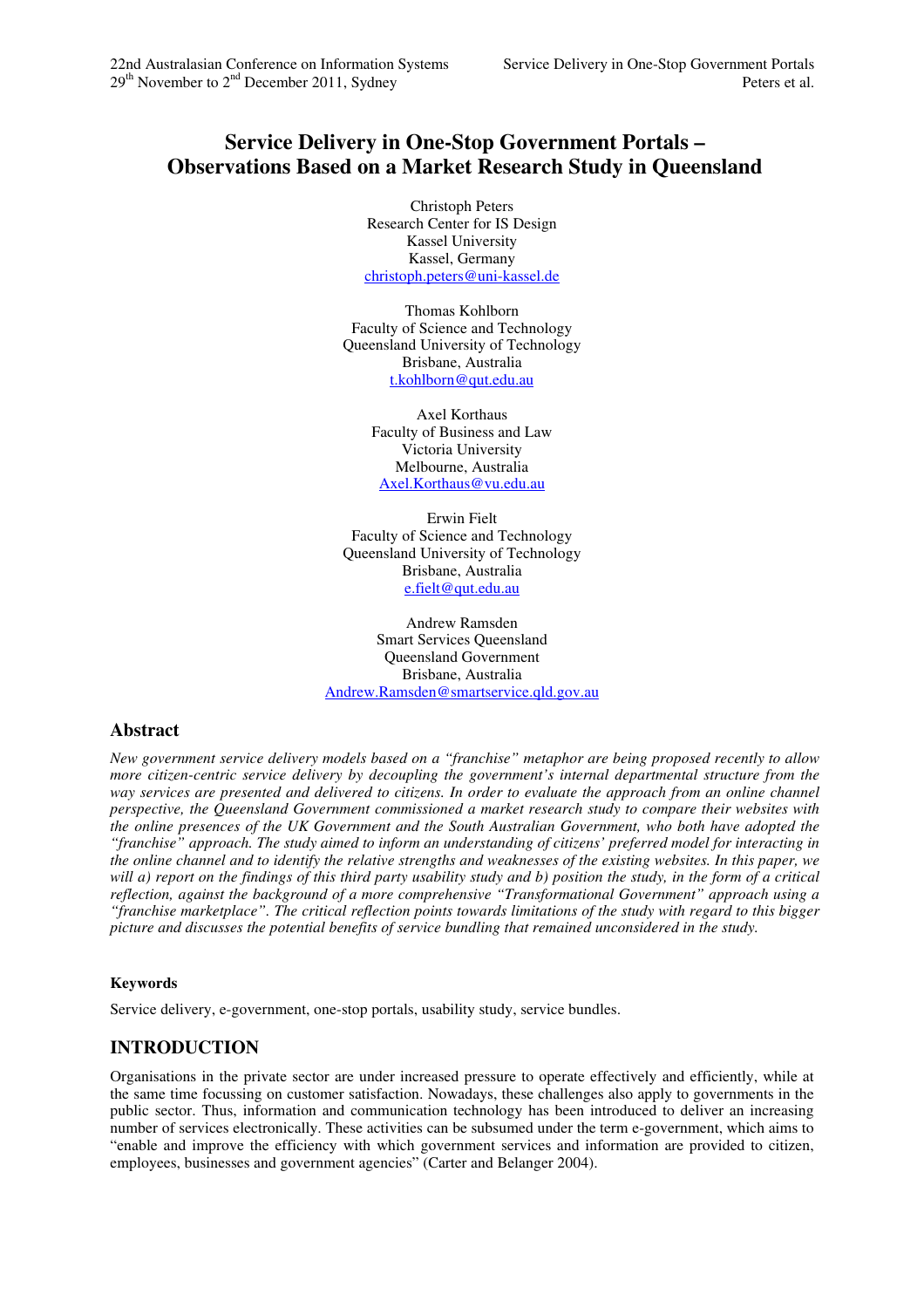# Service Delivery in One-Stop Government Portals – Observations Based on a Market Research Study in Queensland

Christoph Peters
Research Center for IS Design
Kassel University
Kassel, Germany
christoph.peters@uni-kassel.de

Thomas Kohlborn
Faculty of Science and Technology
Queensland University of Technology
Brisbane, Australia
t.kohlborn@qut.edu.au

Axel Korthaus
Faculty of Business and Law
Victoria University
Melbourne, Australia
Axel.Korthaus@vu.edu.au

Erwin Fielt
Faculty of Science and Technology
Queensland University of Technology
Brisbane, Australia
e.fielt@qut.edu.au

Andrew Ramsden
Smart Services Queensland
Queensland Government
Brisbane, Australia
Andrew.Ramsden@smartservice.qld.gov.au

## Abstract

*New government service delivery models based on a "franchise" metaphor are being proposed recently to allow more citizen-centric service delivery by decoupling the government's internal departmental structure from the way services are presented and delivered to citizens. In order to evaluate the approach from an online channel perspective, the Queensland Government commissioned a market research study to compare their websites with the online presences of the UK Government and the South Australian Government, who both have adopted the "franchise" approach. The study aimed to inform an understanding of citizens' preferred model for interacting in the online channel and to identify the relative strengths and weaknesses of the existing websites. In this paper, we will a) report on the findings of this third party usability study and b) position the study, in the form of a critical reflection, against the background of a more comprehensive "Transformational Government" approach using a "franchise marketplace". The critical reflection points towards limitations of the study with regard to this bigger picture and discusses the potential benefits of service bundling that remained unconsidered in the study.*

#### Keywords

Service delivery, e-government, one-stop portals, usability study, service bundles.

## INTRODUCTION

Organisations in the private sector are under increased pressure to operate effectively and efficiently, while at the same time focussing on customer satisfaction. Nowadays, these challenges also apply to governments in the public sector. Thus, information and communication technology has been introduced to deliver an increasing number of services electronically. These activities can be subsumed under the term e-government, which aims to "enable and improve the efficiency with which government services and information are provided to citizen, employees, businesses and government agencies" (Carter and Belanger 2004).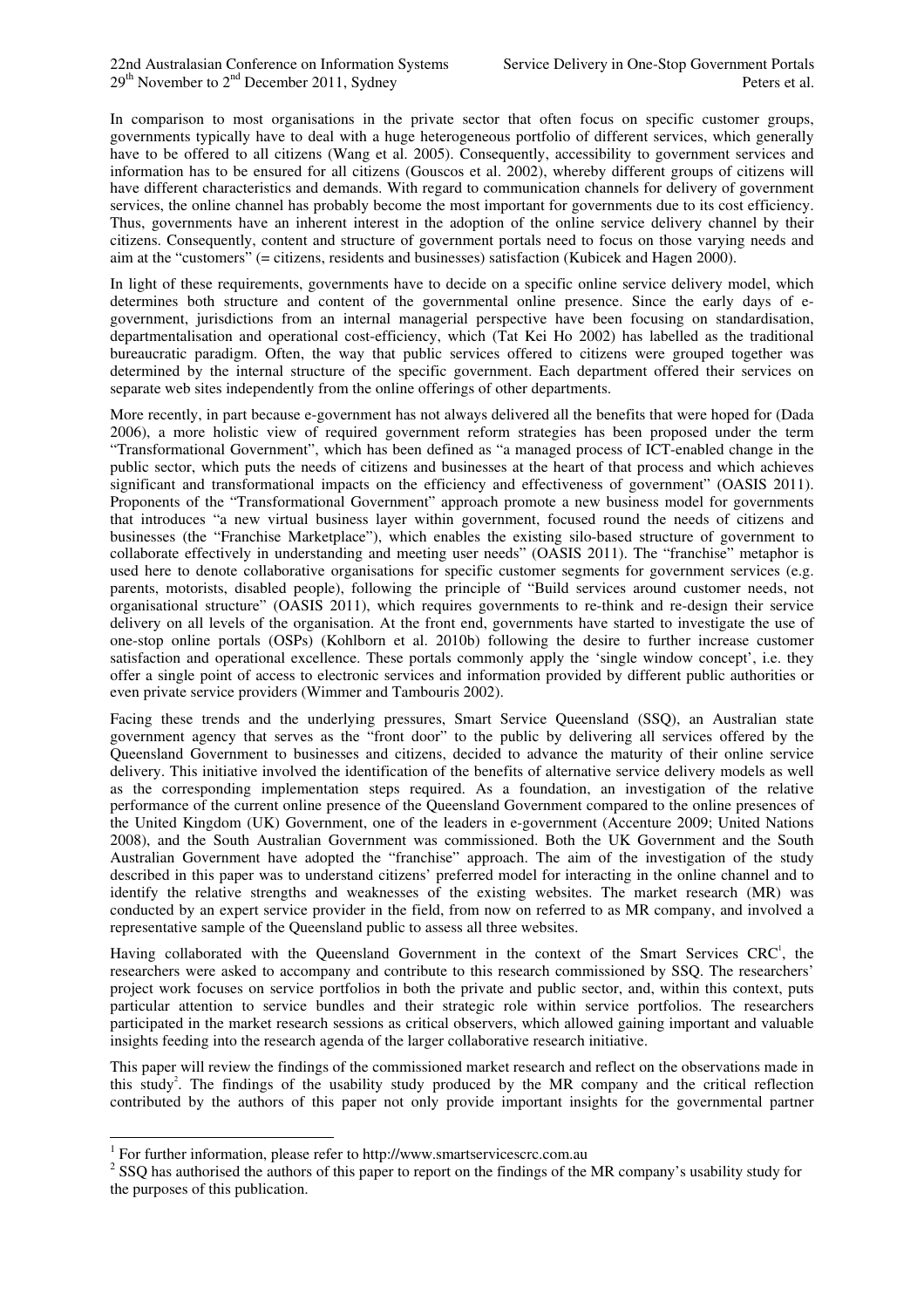In comparison to most organisations in the private sector that often focus on specific customer groups, governments typically have to deal with a huge heterogeneous portfolio of different services, which generally have to be offered to all citizens (Wang et al. 2005). Consequently, accessibility to government services and information has to be ensured for all citizens (Gouscos et al. 2002), whereby different groups of citizens will have different characteristics and demands. With regard to communication channels for delivery of government services, the online channel has probably become the most important for governments due to its cost efficiency. Thus, governments have an inherent interest in the adoption of the online service delivery channel by their citizens. Consequently, content and structure of government portals need to focus on those varying needs and aim at the "customers" (= citizens, residents and businesses) satisfaction (Kubicek and Hagen 2000).

In light of these requirements, governments have to decide on a specific online service delivery model, which determines both structure and content of the governmental online presence. Since the early days of e-government, jurisdictions from an internal managerial perspective have been focusing on standardisation, departmentalisation and operational cost-efficiency, which (Tat Kei Ho 2002) has labelled as the traditional bureaucratic paradigm. Often, the way that public services offered to citizens were grouped together was determined by the internal structure of the specific government. Each department offered their services on separate web sites independently from the online offerings of other departments.

More recently, in part because e-government has not always delivered all the benefits that were hoped for (Dada 2006), a more holistic view of required government reform strategies has been proposed under the term "Transformational Government", which has been defined as "a managed process of ICT-enabled change in the public sector, which puts the needs of citizens and businesses at the heart of that process and which achieves significant and transformational impacts on the efficiency and effectiveness of government" (OASIS 2011). Proponents of the "Transformational Government" approach promote a new business model for governments that introduces "a new virtual business layer within government, focused round the needs of citizens and businesses (the "Franchise Marketplace"), which enables the existing silo-based structure of government to collaborate effectively in understanding and meeting user needs" (OASIS 2011). The "franchise" metaphor is used here to denote collaborative organisations for specific customer segments for government services (e.g. parents, motorists, disabled people), following the principle of "Build services around customer needs, not organisational structure" (OASIS 2011), which requires governments to re-think and re-design their service delivery on all levels of the organisation. At the front end, governments have started to investigate the use of one-stop online portals (OSPs) (Kohlborn et al. 2010b) following the desire to further increase customer satisfaction and operational excellence. These portals commonly apply the 'single window concept', i.e. they offer a single point of access to electronic services and information provided by different public authorities or even private service providers (Wimmer and Tambouris 2002).

Facing these trends and the underlying pressures, Smart Service Queensland (SSQ), an Australian state government agency that serves as the "front door" to the public by delivering all services offered by the Queensland Government to businesses and citizens, decided to advance the maturity of their online service delivery. This initiative involved the identification of the benefits of alternative service delivery models as well as the corresponding implementation steps required. As a foundation, an investigation of the relative performance of the current online presence of the Queensland Government compared to the online presences of the United Kingdom (UK) Government, one of the leaders in e-government (Accenture 2009; United Nations 2008), and the South Australian Government was commissioned. Both the UK Government and the South Australian Government have adopted the "franchise" approach. The aim of the investigation of the study described in this paper was to understand citizens' preferred model for interacting in the online channel and to identify the relative strengths and weaknesses of the existing websites. The market research (MR) was conducted by an expert service provider in the field, from now on referred to as MR company, and involved a representative sample of the Queensland public to assess all three websites.

Having collaborated with the Queensland Government in the context of the Smart Services CRC[1], the researchers were asked to accompany and contribute to this research commissioned by SSQ. The researchers' project work focuses on service portfolios in both the private and public sector, and, within this context, puts particular attention to service bundles and their strategic role within service portfolios. The researchers participated in the market research sessions as critical observers, which allowed gaining important and valuable insights feeding into the research agenda of the larger collaborative research initiative.

This paper will review the findings of the commissioned market research and reflect on the observations made in this study[2]. The findings of the usability study produced by the MR company and the critical reflection contributed by the authors of this paper not only provide important insights for the governmental partner

[1] For further information, please refer to http://www.smartservicescrc.com.au

[2] SSQ has authorised the authors of this paper to report on the findings of the MR company's usability study for the purposes of this publication.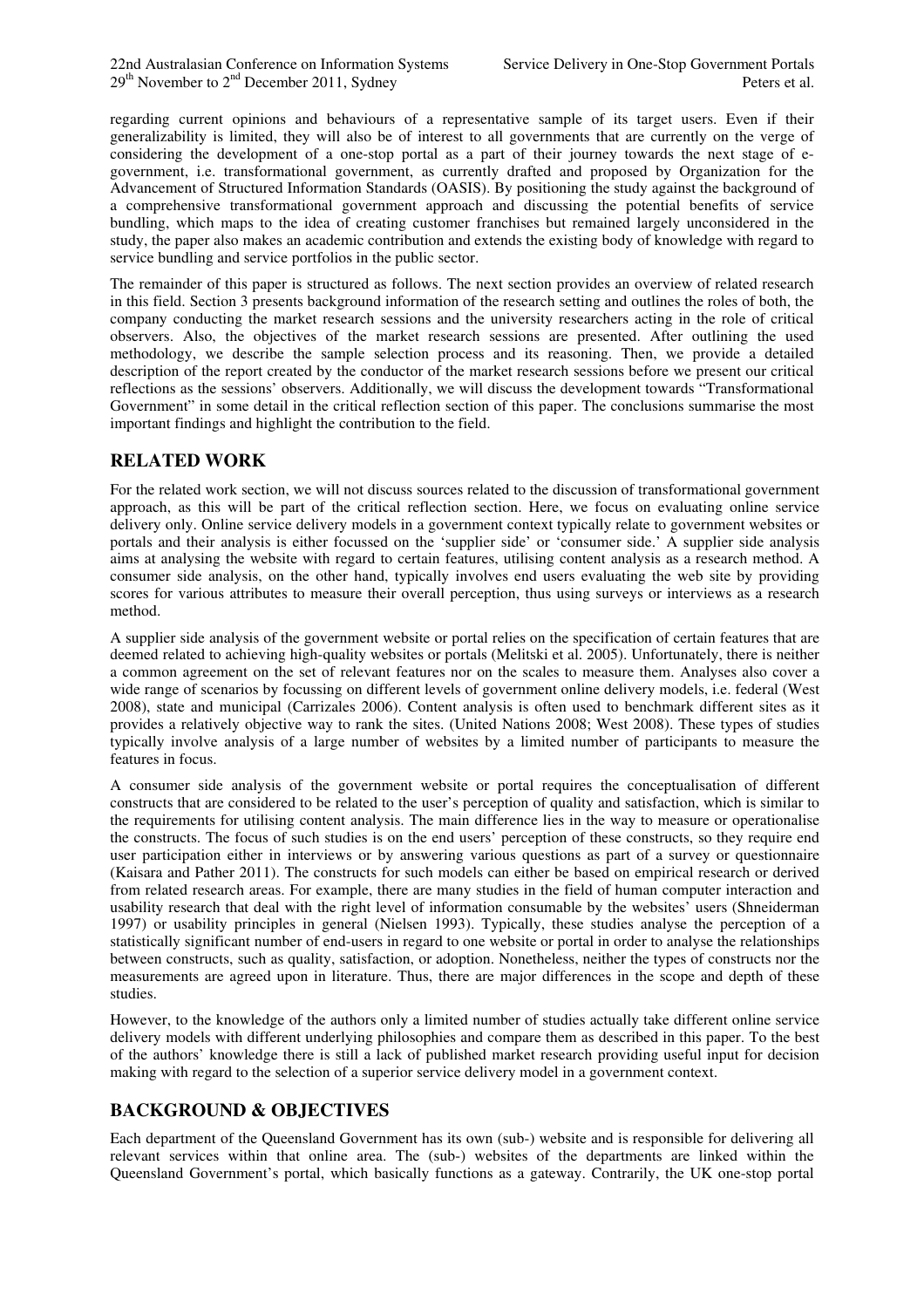regarding current opinions and behaviours of a representative sample of its target users. Even if their generalizability is limited, they will also be of interest to all governments that are currently on the verge of considering the development of a one-stop portal as a part of their journey towards the next stage of e-government, i.e. transformational government, as currently drafted and proposed by Organization for the Advancement of Structured Information Standards (OASIS). By positioning the study against the background of a comprehensive transformational government approach and discussing the potential benefits of service bundling, which maps to the idea of creating customer franchises but remained largely unconsidered in the study, the paper also makes an academic contribution and extends the existing body of knowledge with regard to service bundling and service portfolios in the public sector.

The remainder of this paper is structured as follows. The next section provides an overview of related research in this field. Section 3 presents background information of the research setting and outlines the roles of both, the company conducting the market research sessions and the university researchers acting in the role of critical observers. Also, the objectives of the market research sessions are presented. After outlining the used methodology, we describe the sample selection process and its reasoning. Then, we provide a detailed description of the report created by the conductor of the market research sessions before we present our critical reflections as the sessions' observers. Additionally, we will discuss the development towards "Transformational Government" in some detail in the critical reflection section of this paper. The conclusions summarise the most important findings and highlight the contribution to the field.

## RELATED WORK

For the related work section, we will not discuss sources related to the discussion of transformational government approach, as this will be part of the critical reflection section. Here, we focus on evaluating online service delivery only. Online service delivery models in a government context typically relate to government websites or portals and their analysis is either focussed on the 'supplier side' or 'consumer side.' A supplier side analysis aims at analysing the website with regard to certain features, utilising content analysis as a research method. A consumer side analysis, on the other hand, typically involves end users evaluating the web site by providing scores for various attributes to measure their overall perception, thus using surveys or interviews as a research method.

A supplier side analysis of the government website or portal relies on the specification of certain features that are deemed related to achieving high-quality websites or portals (Melitski et al. 2005). Unfortunately, there is neither a common agreement on the set of relevant features nor on the scales to measure them. Analyses also cover a wide range of scenarios by focussing on different levels of government online delivery models, i.e. federal (West 2008), state and municipal (Carrizales 2006). Content analysis is often used to benchmark different sites as it provides a relatively objective way to rank the sites. (United Nations 2008; West 2008). These types of studies typically involve analysis of a large number of websites by a limited number of participants to measure the features in focus.

A consumer side analysis of the government website or portal requires the conceptualisation of different constructs that are considered to be related to the user's perception of quality and satisfaction, which is similar to the requirements for utilising content analysis. The main difference lies in the way to measure or operationalise the constructs. The focus of such studies is on the end users' perception of these constructs, so they require end user participation either in interviews or by answering various questions as part of a survey or questionnaire (Kaisara and Pather 2011). The constructs for such models can either be based on empirical research or derived from related research areas. For example, there are many studies in the field of human computer interaction and usability research that deal with the right level of information consumable by the websites' users (Shneiderman 1997) or usability principles in general (Nielsen 1993). Typically, these studies analyse the perception of a statistically significant number of end-users in regard to one website or portal in order to analyse the relationships between constructs, such as quality, satisfaction, or adoption. Nonetheless, neither the types of constructs nor the measurements are agreed upon in literature. Thus, there are major differences in the scope and depth of these studies.

However, to the knowledge of the authors only a limited number of studies actually take different online service delivery models with different underlying philosophies and compare them as described in this paper. To the best of the authors' knowledge there is still a lack of published market research providing useful input for decision making with regard to the selection of a superior service delivery model in a government context.

## BACKGROUND & OBJECTIVES

Each department of the Queensland Government has its own (sub-) website and is responsible for delivering all relevant services within that online area. The (sub-) websites of the departments are linked within the Queensland Government's portal, which basically functions as a gateway. Contrarily, the UK one-stop portal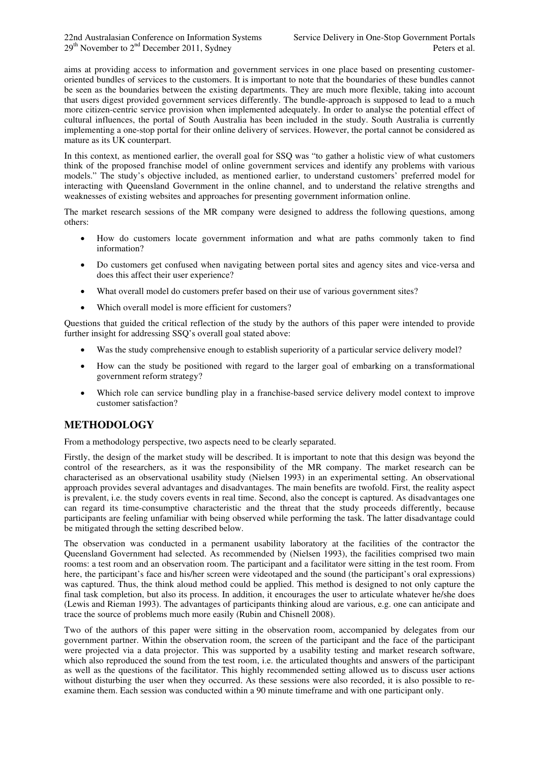aims at providing access to information and government services in one place based on presenting customer-oriented bundles of services to the customers. It is important to note that the boundaries of these bundles cannot be seen as the boundaries between the existing departments. They are much more flexible, taking into account that users digest provided government services differently. The bundle-approach is supposed to lead to a much more citizen-centric service provision when implemented adequately. In order to analyse the potential effect of cultural influences, the portal of South Australia has been included in the study. South Australia is currently implementing a one-stop portal for their online delivery of services. However, the portal cannot be considered as mature as its UK counterpart.

In this context, as mentioned earlier, the overall goal for SSQ was "to gather a holistic view of what customers think of the proposed franchise model of online government services and identify any problems with various models." The study's objective included, as mentioned earlier, to understand customers' preferred model for interacting with Queensland Government in the online channel, and to understand the relative strengths and weaknesses of existing websites and approaches for presenting government information online.

The market research sessions of the MR company were designed to address the following questions, among others:

- How do customers locate government information and what are paths commonly taken to find information?
- Do customers get confused when navigating between portal sites and agency sites and vice-versa and does this affect their user experience?
- What overall model do customers prefer based on their use of various government sites?
- Which overall model is more efficient for customers?

Questions that guided the critical reflection of the study by the authors of this paper were intended to provide further insight for addressing SSQ's overall goal stated above:

- Was the study comprehensive enough to establish superiority of a particular service delivery model?
- How can the study be positioned with regard to the larger goal of embarking on a transformational government reform strategy?
- Which role can service bundling play in a franchise-based service delivery model context to improve customer satisfaction?

## METHODOLOGY

From a methodology perspective, two aspects need to be clearly separated.

Firstly, the design of the market study will be described. It is important to note that this design was beyond the control of the researchers, as it was the responsibility of the MR company. The market research can be characterised as an observational usability study (Nielsen 1993) in an experimental setting. An observational approach provides several advantages and disadvantages. The main benefits are twofold. First, the reality aspect is prevalent, i.e. the study covers events in real time. Second, also the concept is captured. As disadvantages one can regard its time-consumptive characteristic and the threat that the study proceeds differently, because participants are feeling unfamiliar with being observed while performing the task. The latter disadvantage could be mitigated through the setting described below.

The observation was conducted in a permanent usability laboratory at the facilities of the contractor the Queensland Government had selected. As recommended by (Nielsen 1993), the facilities comprised two main rooms: a test room and an observation room. The participant and a facilitator were sitting in the test room. From here, the participant's face and his/her screen were videotaped and the sound (the participant's oral expressions) was captured. Thus, the think aloud method could be applied. This method is designed to not only capture the final task completion, but also its process. In addition, it encourages the user to articulate whatever he/she does (Lewis and Rieman 1993). The advantages of participants thinking aloud are various, e.g. one can anticipate and trace the source of problems much more easily (Rubin and Chisnell 2008).

Two of the authors of this paper were sitting in the observation room, accompanied by delegates from our government partner. Within the observation room, the screen of the participant and the face of the participant were projected via a data projector. This was supported by a usability testing and market research software, which also reproduced the sound from the test room, i.e. the articulated thoughts and answers of the participant as well as the questions of the facilitator. This highly recommended setting allowed us to discuss user actions without disturbing the user when they occurred. As these sessions were also recorded, it is also possible to re-examine them. Each session was conducted within a 90 minute timeframe and with one participant only.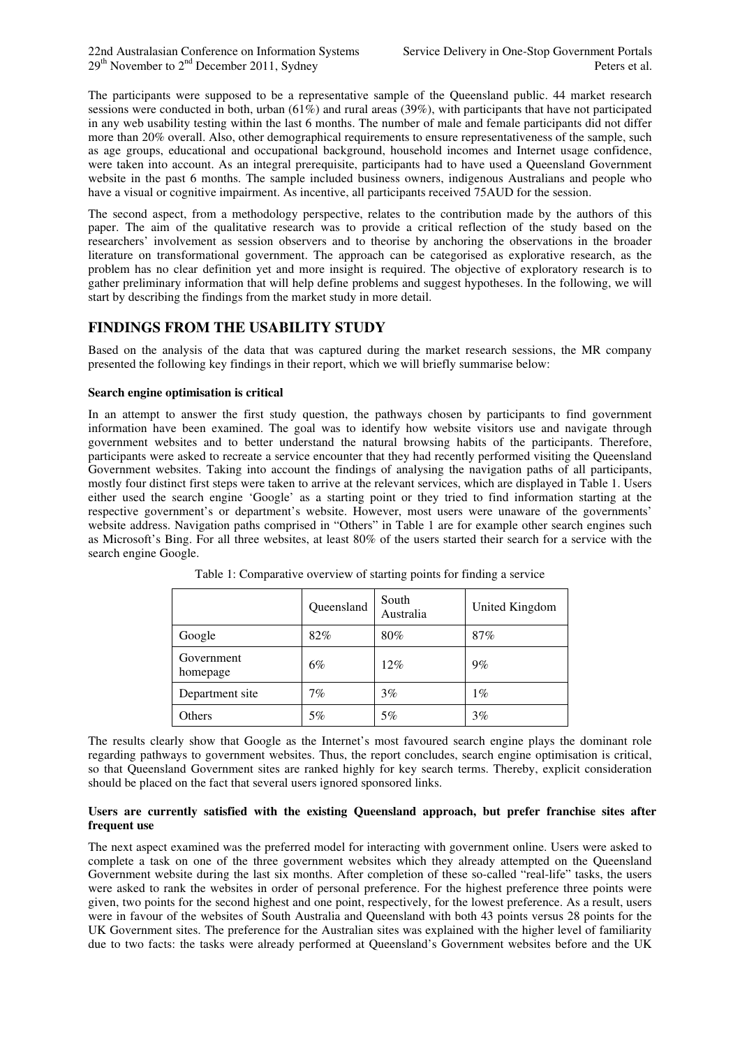The participants were supposed to be a representative sample of the Queensland public. 44 market research sessions were conducted in both, urban (61%) and rural areas (39%), with participants that have not participated in any web usability testing within the last 6 months. The number of male and female participants did not differ more than 20% overall. Also, other demographical requirements to ensure representativeness of the sample, such as age groups, educational and occupational background, household incomes and Internet usage confidence, were taken into account. As an integral prerequisite, participants had to have used a Queensland Government website in the past 6 months. The sample included business owners, indigenous Australians and people who have a visual or cognitive impairment. As incentive, all participants received 75AUD for the session.

The second aspect, from a methodology perspective, relates to the contribution made by the authors of this paper. The aim of the qualitative research was to provide a critical reflection of the study based on the researchers' involvement as session observers and to theorise by anchoring the observations in the broader literature on transformational government. The approach can be categorised as explorative research, as the problem has no clear definition yet and more insight is required. The objective of exploratory research is to gather preliminary information that will help define problems and suggest hypotheses. In the following, we will start by describing the findings from the market study in more detail.

## FINDINGS FROM THE USABILITY STUDY

Based on the analysis of the data that was captured during the market research sessions, the MR company presented the following key findings in their report, which we will briefly summarise below:

**Search engine optimisation is critical**

In an attempt to answer the first study question, the pathways chosen by participants to find government information have been examined. The goal was to identify how website visitors use and navigate through government websites and to better understand the natural browsing habits of the participants. Therefore, participants were asked to recreate a service encounter that they had recently performed visiting the Queensland Government websites. Taking into account the findings of analysing the navigation paths of all participants, mostly four distinct first steps were taken to arrive at the relevant services, which are displayed in Table 1. Users either used the search engine 'Google' as a starting point or they tried to find information starting at the respective government's or department's website. However, most users were unaware of the governments' website address. Navigation paths comprised in "Others" in Table 1 are for example other search engines such as Microsoft's Bing. For all three websites, at least 80% of the users started their search for a service with the search engine Google.

Table 1: Comparative overview of starting points for finding a service

| | Queensland | South Australia | United Kingdom |
|---|---|---|---|
| Google | 82% | 80% | 87% |
| Government homepage | 6% | 12% | 9% |
| Department site | 7% | 3% | 1% |
| Others | 5% | 5% | 3% |

The results clearly show that Google as the Internet's most favoured search engine plays the dominant role regarding pathways to government websites. Thus, the report concludes, search engine optimisation is critical, so that Queensland Government sites are ranked highly for key search terms. Thereby, explicit consideration should be placed on the fact that several users ignored sponsored links.

**Users are currently satisfied with the existing Queensland approach, but prefer franchise sites after frequent use**

The next aspect examined was the preferred model for interacting with government online. Users were asked to complete a task on one of the three government websites which they already attempted on the Queensland Government website during the last six months. After completion of these so-called "real-life" tasks, the users were asked to rank the websites in order of personal preference. For the highest preference three points were given, two points for the second highest and one point, respectively, for the lowest preference. As a result, users were in favour of the websites of South Australia and Queensland with both 43 points versus 28 points for the UK Government sites. The preference for the Australian sites was explained with the higher level of familiarity due to two facts: the tasks were already performed at Queensland's Government websites before and the UK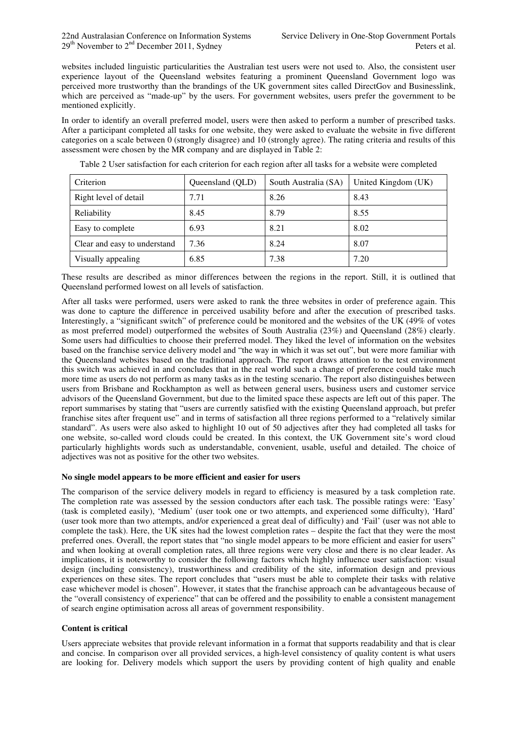websites included linguistic particularities the Australian test users were not used to. Also, the consistent user experience layout of the Queensland websites featuring a prominent Queensland Government logo was perceived more trustworthy than the brandings of the UK government sites called DirectGov and Businesslink, which are perceived as "made-up" by the users. For government websites, users prefer the government to be mentioned explicitly.

In order to identify an overall preferred model, users were then asked to perform a number of prescribed tasks. After a participant completed all tasks for one website, they were asked to evaluate the website in five different categories on a scale between 0 (strongly disagree) and 10 (strongly agree). The rating criteria and results of this assessment were chosen by the MR company and are displayed in Table 2:

Table 2 User satisfaction for each criterion for each region after all tasks for a website were completed

| Criterion | Queensland (QLD) | South Australia (SA) | United Kingdom (UK) |
|---|---|---|---|
| Right level of detail | 7.71 | 8.26 | 8.43 |
| Reliability | 8.45 | 8.79 | 8.55 |
| Easy to complete | 6.93 | 8.21 | 8.02 |
| Clear and easy to understand | 7.36 | 8.24 | 8.07 |
| Visually appealing | 6.85 | 7.38 | 7.20 |

These results are described as minor differences between the regions in the report. Still, it is outlined that Queensland performed lowest on all levels of satisfaction.

After all tasks were performed, users were asked to rank the three websites in order of preference again. This was done to capture the difference in perceived usability before and after the execution of prescribed tasks. Interestingly, a "significant switch" of preference could be monitored and the websites of the UK (49% of votes as most preferred model) outperformed the websites of South Australia (23%) and Queensland (28%) clearly. Some users had difficulties to choose their preferred model. They liked the level of information on the websites based on the franchise service delivery model and "the way in which it was set out", but were more familiar with the Queensland websites based on the traditional approach. The report draws attention to the test environment this switch was achieved in and concludes that in the real world such a change of preference could take much more time as users do not perform as many tasks as in the testing scenario. The report also distinguishes between users from Brisbane and Rockhampton as well as between general users, business users and customer service advisors of the Queensland Government, but due to the limited space these aspects are left out of this paper. The report summarises by stating that "users are currently satisfied with the existing Queensland approach, but prefer franchise sites after frequent use" and in terms of satisfaction all three regions performed to a "relatively similar standard". As users were also asked to highlight 10 out of 50 adjectives after they had completed all tasks for one website, so-called word clouds could be created. In this context, the UK Government site's word cloud particularly highlights words such as understandable, convenient, usable, useful and detailed. The choice of adjectives was not as positive for the other two websites.

**No single model appears to be more efficient and easier for users**

The comparison of the service delivery models in regard to efficiency is measured by a task completion rate. The completion rate was assessed by the session conductors after each task. The possible ratings were: 'Easy' (task is completed easily), 'Medium' (user took one or two attempts, and experienced some difficulty), 'Hard' (user took more than two attempts, and/or experienced a great deal of difficulty) and 'Fail' (user was not able to complete the task). Here, the UK sites had the lowest completion rates – despite the fact that they were the most preferred ones. Overall, the report states that "no single model appears to be more efficient and easier for users" and when looking at overall completion rates, all three regions were very close and there is no clear leader. As implications, it is noteworthy to consider the following factors which highly influence user satisfaction: visual design (including consistency), trustworthiness and credibility of the site, information design and previous experiences on these sites. The report concludes that "users must be able to complete their tasks with relative ease whichever model is chosen". However, it states that the franchise approach can be advantageous because of the "overall consistency of experience" that can be offered and the possibility to enable a consistent management of search engine optimisation across all areas of government responsibility.

**Content is critical**

Users appreciate websites that provide relevant information in a format that supports readability and that is clear and concise. In comparison over all provided services, a high-level consistency of quality content is what users are looking for. Delivery models which support the users by providing content of high quality and enable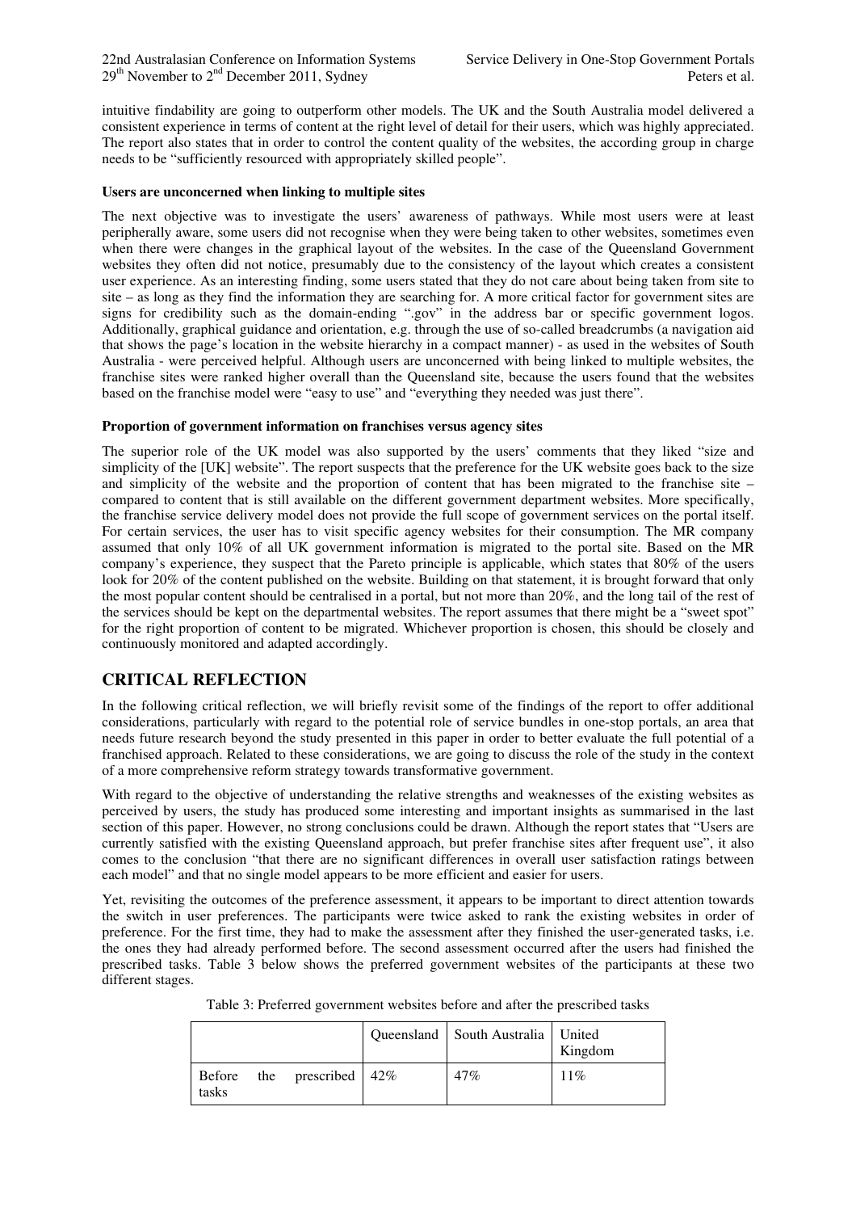intuitive findability are going to outperform other models. The UK and the South Australia model delivered a consistent experience in terms of content at the right level of detail for their users, which was highly appreciated. The report also states that in order to control the content quality of the websites, the according group in charge needs to be "sufficiently resourced with appropriately skilled people".

**Users are unconcerned when linking to multiple sites**

The next objective was to investigate the users' awareness of pathways. While most users were at least peripherally aware, some users did not recognise when they were being taken to other websites, sometimes even when there were changes in the graphical layout of the websites. In the case of the Queensland Government websites they often did not notice, presumably due to the consistency of the layout which creates a consistent user experience. As an interesting finding, some users stated that they do not care about being taken from site to site – as long as they find the information they are searching for. A more critical factor for government sites are signs for credibility such as the domain-ending ".gov" in the address bar or specific government logos. Additionally, graphical guidance and orientation, e.g. through the use of so-called breadcrumbs (a navigation aid that shows the page's location in the website hierarchy in a compact manner) - as used in the websites of South Australia - were perceived helpful. Although users are unconcerned with being linked to multiple websites, the franchise sites were ranked higher overall than the Queensland site, because the users found that the websites based on the franchise model were "easy to use" and "everything they needed was just there".

**Proportion of government information on franchises versus agency sites**

The superior role of the UK model was also supported by the users' comments that they liked "size and simplicity of the [UK] website". The report suspects that the preference for the UK website goes back to the size and simplicity of the website and the proportion of content that has been migrated to the franchise site – compared to content that is still available on the different government department websites. More specifically, the franchise service delivery model does not provide the full scope of government services on the portal itself. For certain services, the user has to visit specific agency websites for their consumption. The MR company assumed that only 10% of all UK government information is migrated to the portal site. Based on the MR company's experience, they suspect that the Pareto principle is applicable, which states that 80% of the users look for 20% of the content published on the website. Building on that statement, it is brought forward that only the most popular content should be centralised in a portal, but not more than 20%, and the long tail of the rest of the services should be kept on the departmental websites. The report assumes that there might be a "sweet spot" for the right proportion of content to be migrated. Whichever proportion is chosen, this should be closely and continuously monitored and adapted accordingly.

## CRITICAL REFLECTION

In the following critical reflection, we will briefly revisit some of the findings of the report to offer additional considerations, particularly with regard to the potential role of service bundles in one-stop portals, an area that needs future research beyond the study presented in this paper in order to better evaluate the full potential of a franchised approach. Related to these considerations, we are going to discuss the role of the study in the context of a more comprehensive reform strategy towards transformative government.

With regard to the objective of understanding the relative strengths and weaknesses of the existing websites as perceived by users, the study has produced some interesting and important insights as summarised in the last section of this paper. However, no strong conclusions could be drawn. Although the report states that "Users are currently satisfied with the existing Queensland approach, but prefer franchise sites after frequent use", it also comes to the conclusion "that there are no significant differences in overall user satisfaction ratings between each model" and that no single model appears to be more efficient and easier for users.

Yet, revisiting the outcomes of the preference assessment, it appears to be important to direct attention towards the switch in user preferences. The participants were twice asked to rank the existing websites in order of preference. For the first time, they had to make the assessment after they finished the user-generated tasks, i.e. the ones they had already performed before. The second assessment occurred after the users had finished the prescribed tasks. Table 3 below shows the preferred government websites of the participants at these two different stages.

Table 3: Preferred government websites before and after the prescribed tasks

| | Queensland | South Australia | United Kingdom |
|---|---|---|---|
| Before the prescribed tasks | 42% | 47% | 11% |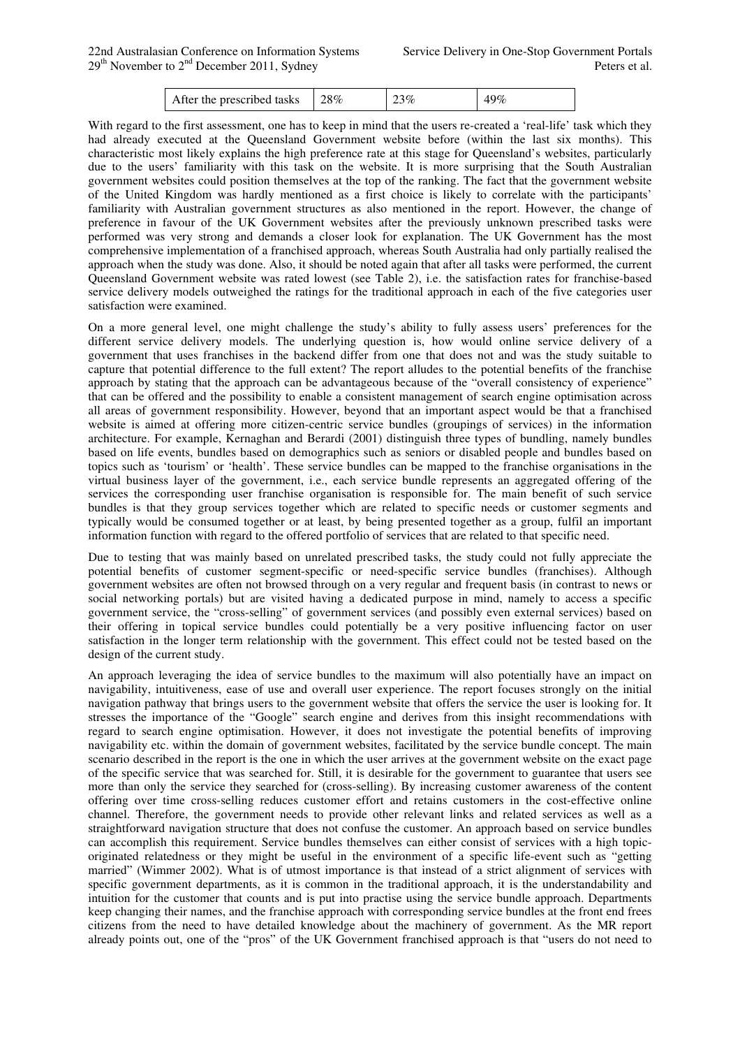| After the prescribed tasks | 28% | 23% | 49% |
|---|---|---|---|

With regard to the first assessment, one has to keep in mind that the users re-created a 'real-life' task which they had already executed at the Queensland Government website before (within the last six months). This characteristic most likely explains the high preference rate at this stage for Queensland's websites, particularly due to the users' familiarity with this task on the website. It is more surprising that the South Australian government websites could position themselves at the top of the ranking. The fact that the government website of the United Kingdom was hardly mentioned as a first choice is likely to correlate with the participants' familiarity with Australian government structures as also mentioned in the report. However, the change of preference in favour of the UK Government websites after the previously unknown prescribed tasks were performed was very strong and demands a closer look for explanation. The UK Government has the most comprehensive implementation of a franchised approach, whereas South Australia had only partially realised the approach when the study was done. Also, it should be noted again that after all tasks were performed, the current Queensland Government website was rated lowest (see Table 2), i.e. the satisfaction rates for franchise-based service delivery models outweighed the ratings for the traditional approach in each of the five categories user satisfaction were examined.

On a more general level, one might challenge the study's ability to fully assess users' preferences for the different service delivery models. The underlying question is, how would online service delivery of a government that uses franchises in the backend differ from one that does not and was the study suitable to capture that potential difference to the full extent? The report alludes to the potential benefits of the franchise approach by stating that the approach can be advantageous because of the "overall consistency of experience" that can be offered and the possibility to enable a consistent management of search engine optimisation across all areas of government responsibility. However, beyond that an important aspect would be that a franchised website is aimed at offering more citizen-centric service bundles (groupings of services) in the information architecture. For example, Kernaghan and Berardi (2001) distinguish three types of bundling, namely bundles based on life events, bundles based on demographics such as seniors or disabled people and bundles based on topics such as 'tourism' or 'health'. These service bundles can be mapped to the franchise organisations in the virtual business layer of the government, i.e., each service bundle represents an aggregated offering of the services the corresponding user franchise organisation is responsible for. The main benefit of such service bundles is that they group services together which are related to specific needs or customer segments and typically would be consumed together or at least, by being presented together as a group, fulfil an important information function with regard to the offered portfolio of services that are related to that specific need.

Due to testing that was mainly based on unrelated prescribed tasks, the study could not fully appreciate the potential benefits of customer segment-specific or need-specific service bundles (franchises). Although government websites are often not browsed through on a very regular and frequent basis (in contrast to news or social networking portals) but are visited having a dedicated purpose in mind, namely to access a specific government service, the "cross-selling" of government services (and possibly even external services) based on their offering in topical service bundles could potentially be a very positive influencing factor on user satisfaction in the longer term relationship with the government. This effect could not be tested based on the design of the current study.

An approach leveraging the idea of service bundles to the maximum will also potentially have an impact on navigability, intuitiveness, ease of use and overall user experience. The report focuses strongly on the initial navigation pathway that brings users to the government website that offers the service the user is looking for. It stresses the importance of the "Google" search engine and derives from this insight recommendations with regard to search engine optimisation. However, it does not investigate the potential benefits of improving navigability etc. within the domain of government websites, facilitated by the service bundle concept. The main scenario described in the report is the one in which the user arrives at the government website on the exact page of the specific service that was searched for. Still, it is desirable for the government to guarantee that users see more than only the service they searched for (cross-selling). By increasing customer awareness of the content offering over time cross-selling reduces customer effort and retains customers in the cost-effective online channel. Therefore, the government needs to provide other relevant links and related services as well as a straightforward navigation structure that does not confuse the customer. An approach based on service bundles can accomplish this requirement. Service bundles themselves can either consist of services with a high topic-originated relatedness or they might be useful in the environment of a specific life-event such as "getting married" (Wimmer 2002). What is of utmost importance is that instead of a strict alignment of services with specific government departments, as it is common in the traditional approach, it is the understandability and intuition for the customer that counts and is put into practise using the service bundle approach. Departments keep changing their names, and the franchise approach with corresponding service bundles at the front end frees citizens from the need to have detailed knowledge about the machinery of government. As the MR report already points out, one of the "pros" of the UK Government franchised approach is that "users do not need to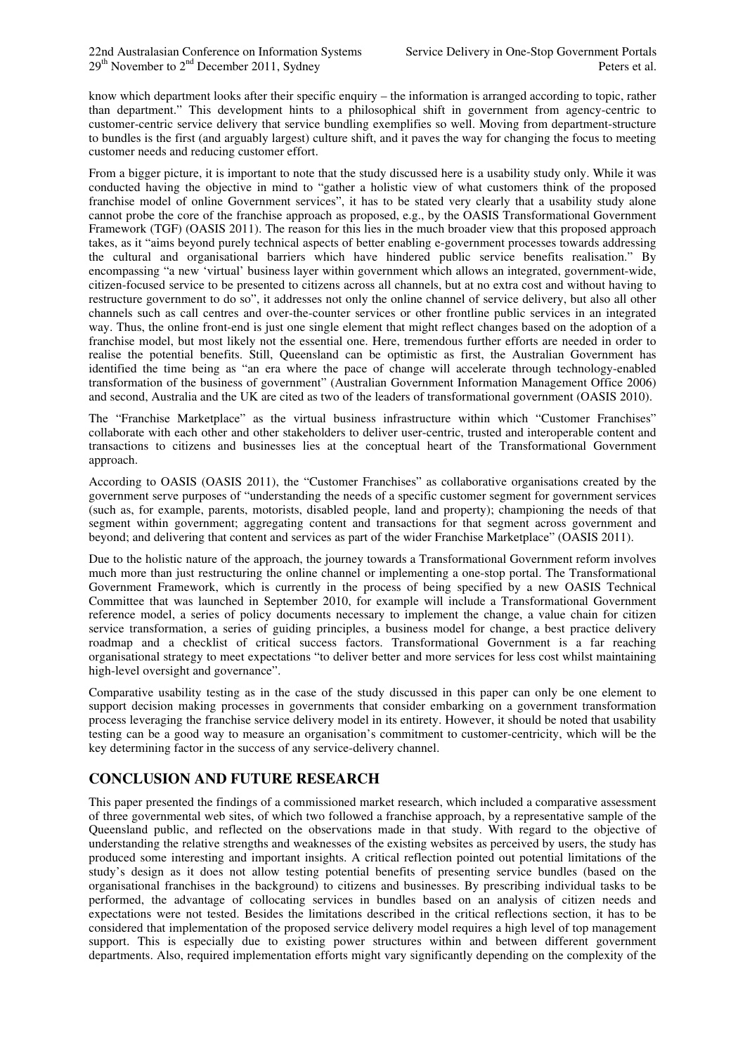know which department looks after their specific enquiry – the information is arranged according to topic, rather than department." This development hints to a philosophical shift in government from agency-centric to customer-centric service delivery that service bundling exemplifies so well. Moving from department-structure to bundles is the first (and arguably largest) culture shift, and it paves the way for changing the focus to meeting customer needs and reducing customer effort.

From a bigger picture, it is important to note that the study discussed here is a usability study only. While it was conducted having the objective in mind to "gather a holistic view of what customers think of the proposed franchise model of online Government services", it has to be stated very clearly that a usability study alone cannot probe the core of the franchise approach as proposed, e.g., by the OASIS Transformational Government Framework (TGF) (OASIS 2011). The reason for this lies in the much broader view that this proposed approach takes, as it "aims beyond purely technical aspects of better enabling e-government processes towards addressing the cultural and organisational barriers which have hindered public service benefits realisation." By encompassing "a new 'virtual' business layer within government which allows an integrated, government-wide, citizen-focused service to be presented to citizens across all channels, but at no extra cost and without having to restructure government to do so", it addresses not only the online channel of service delivery, but also all other channels such as call centres and over-the-counter services or other frontline public services in an integrated way. Thus, the online front-end is just one single element that might reflect changes based on the adoption of a franchise model, but most likely not the essential one. Here, tremendous further efforts are needed in order to realise the potential benefits. Still, Queensland can be optimistic as first, the Australian Government has identified the time being as "an era where the pace of change will accelerate through technology-enabled transformation of the business of government" (Australian Government Information Management Office 2006) and second, Australia and the UK are cited as two of the leaders of transformational government (OASIS 2010).

The "Franchise Marketplace" as the virtual business infrastructure within which "Customer Franchises" collaborate with each other and other stakeholders to deliver user-centric, trusted and interoperable content and transactions to citizens and businesses lies at the conceptual heart of the Transformational Government approach.

According to OASIS (OASIS 2011), the "Customer Franchises" as collaborative organisations created by the government serve purposes of "understanding the needs of a specific customer segment for government services (such as, for example, parents, motorists, disabled people, land and property); championing the needs of that segment within government; aggregating content and transactions for that segment across government and beyond; and delivering that content and services as part of the wider Franchise Marketplace" (OASIS 2011).

Due to the holistic nature of the approach, the journey towards a Transformational Government reform involves much more than just restructuring the online channel or implementing a one-stop portal. The Transformational Government Framework, which is currently in the process of being specified by a new OASIS Technical Committee that was launched in September 2010, for example will include a Transformational Government reference model, a series of policy documents necessary to implement the change, a value chain for citizen service transformation, a series of guiding principles, a business model for change, a best practice delivery roadmap and a checklist of critical success factors. Transformational Government is a far reaching organisational strategy to meet expectations "to deliver better and more services for less cost whilst maintaining high-level oversight and governance".

Comparative usability testing as in the case of the study discussed in this paper can only be one element to support decision making processes in governments that consider embarking on a government transformation process leveraging the franchise service delivery model in its entirety. However, it should be noted that usability testing can be a good way to measure an organisation's commitment to customer-centricity, which will be the key determining factor in the success of any service-delivery channel.

## CONCLUSION AND FUTURE RESEARCH

This paper presented the findings of a commissioned market research, which included a comparative assessment of three governmental web sites, of which two followed a franchise approach, by a representative sample of the Queensland public, and reflected on the observations made in that study. With regard to the objective of understanding the relative strengths and weaknesses of the existing websites as perceived by users, the study has produced some interesting and important insights. A critical reflection pointed out potential limitations of the study's design as it does not allow testing potential benefits of presenting service bundles (based on the organisational franchises in the background) to citizens and businesses. By prescribing individual tasks to be performed, the advantage of collocating services in bundles based on an analysis of citizen needs and expectations were not tested. Besides the limitations described in the critical reflections section, it has to be considered that implementation of the proposed service delivery model requires a high level of top management support. This is especially due to existing power structures within and between different government departments. Also, required implementation efforts might vary significantly depending on the complexity of the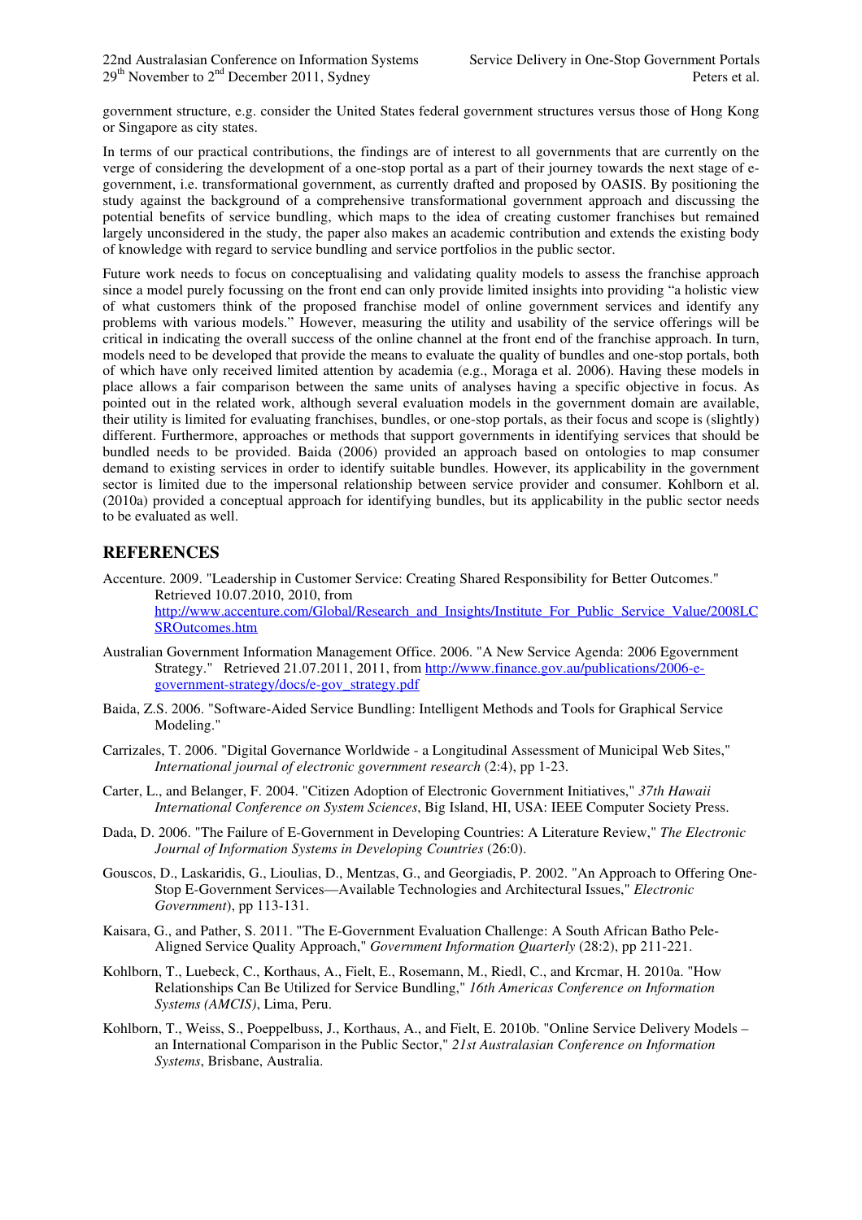government structure, e.g. consider the United States federal government structures versus those of Hong Kong or Singapore as city states.

In terms of our practical contributions, the findings are of interest to all governments that are currently on the verge of considering the development of a one-stop portal as a part of their journey towards the next stage of e-government, i.e. transformational government, as currently drafted and proposed by OASIS. By positioning the study against the background of a comprehensive transformational government approach and discussing the potential benefits of service bundling, which maps to the idea of creating customer franchises but remained largely unconsidered in the study, the paper also makes an academic contribution and extends the existing body of knowledge with regard to service bundling and service portfolios in the public sector.

Future work needs to focus on conceptualising and validating quality models to assess the franchise approach since a model purely focussing on the front end can only provide limited insights into providing "a holistic view of what customers think of the proposed franchise model of online government services and identify any problems with various models." However, measuring the utility and usability of the service offerings will be critical in indicating the overall success of the online channel at the front end of the franchise approach. In turn, models need to be developed that provide the means to evaluate the quality of bundles and one-stop portals, both of which have only received limited attention by academia (e.g., Moraga et al. 2006). Having these models in place allows a fair comparison between the same units of analyses having a specific objective in focus. As pointed out in the related work, although several evaluation models in the government domain are available, their utility is limited for evaluating franchises, bundles, or one-stop portals, as their focus and scope is (slightly) different. Furthermore, approaches or methods that support governments in identifying services that should be bundled needs to be provided. Baida (2006) provided an approach based on ontologies to map consumer demand to existing services in order to identify suitable bundles. However, its applicability in the government sector is limited due to the impersonal relationship between service provider and consumer. Kohlborn et al. (2010a) provided a conceptual approach for identifying bundles, but its applicability in the public sector needs to be evaluated as well.

## REFERENCES

Accenture. 2009. "Leadership in Customer Service: Creating Shared Responsibility for Better Outcomes." Retrieved 10.07.2010, 2010, from http://www.accenture.com/Global/Research_and_Insights/Institute_For_Public_Service_Value/2008LCSROutcomes.htm

Australian Government Information Management Office. 2006. "A New Service Agenda: 2006 Egovernment Strategy." Retrieved 21.07.2011, 2011, from http://www.finance.gov.au/publications/2006-e-government-strategy/docs/e-gov_strategy.pdf

Baida, Z.S. 2006. "Software-Aided Service Bundling: Intelligent Methods and Tools for Graphical Service Modeling."

Carrizales, T. 2006. "Digital Governance Worldwide - a Longitudinal Assessment of Municipal Web Sites," *International journal of electronic government research* (2:4), pp 1-23.

Carter, L., and Belanger, F. 2004. "Citizen Adoption of Electronic Government Initiatives," *37th Hawaii International Conference on System Sciences*, Big Island, HI, USA: IEEE Computer Society Press.

Dada, D. 2006. "The Failure of E-Government in Developing Countries: A Literature Review," *The Electronic Journal of Information Systems in Developing Countries* (26:0).

Gouscos, D., Laskaridis, G., Lioulias, D., Mentzas, G., and Georgiadis, P. 2002. "An Approach to Offering One-Stop E-Government Services—Available Technologies and Architectural Issues," *Electronic Government*), pp 113-131.

Kaisara, G., and Pather, S. 2011. "The E-Government Evaluation Challenge: A South African Batho Pele-Aligned Service Quality Approach," *Government Information Quarterly* (28:2), pp 211-221.

Kohlborn, T., Luebeck, C., Korthaus, A., Fielt, E., Rosemann, M., Riedl, C., and Krcmar, H. 2010a. "How Relationships Can Be Utilized for Service Bundling," *16th Americas Conference on Information Systems (AMCIS)*, Lima, Peru.

Kohlborn, T., Weiss, S., Poeppelbuss, J., Korthaus, A., and Fielt, E. 2010b. "Online Service Delivery Models – an International Comparison in the Public Sector," *21st Australasian Conference on Information Systems*, Brisbane, Australia.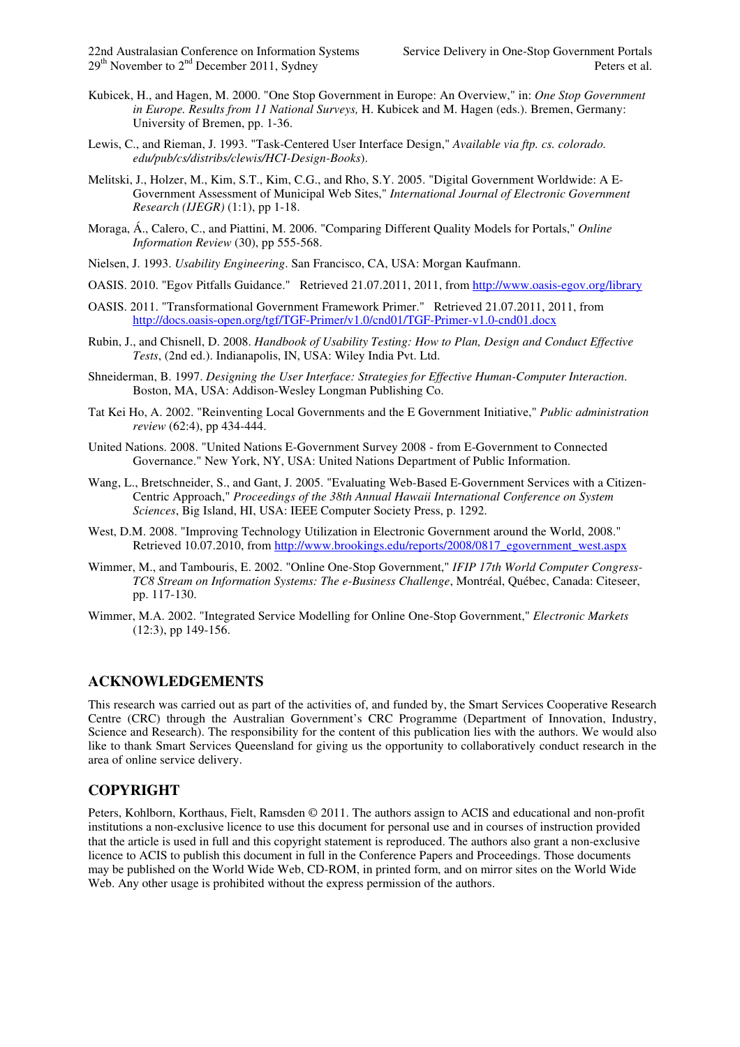Kubicek, H., and Hagen, M. 2000. "One Stop Government in Europe: An Overview," in: *One Stop Government in Europe. Results from 11 National Surveys,* H. Kubicek and M. Hagen (eds.). Bremen, Germany: University of Bremen, pp. 1-36.

Lewis, C., and Rieman, J. 1993. "Task-Centered User Interface Design," *Available via ftp. cs. colorado. edu/pub/cs/distribs/clewis/HCI-Design-Books*).

Melitski, J., Holzer, M., Kim, S.T., Kim, C.G., and Rho, S.Y. 2005. "Digital Government Worldwide: A E-Government Assessment of Municipal Web Sites," *International Journal of Electronic Government Research (IJEGR)* (1:1), pp 1-18.

Moraga, Á., Calero, C., and Piattini, M. 2006. "Comparing Different Quality Models for Portals," *Online Information Review* (30), pp 555-568.

Nielsen, J. 1993. *Usability Engineering*. San Francisco, CA, USA: Morgan Kaufmann.

OASIS. 2010. "Egov Pitfalls Guidance." Retrieved 21.07.2011, 2011, from http://www.oasis-egov.org/library

OASIS. 2011. "Transformational Government Framework Primer." Retrieved 21.07.2011, 2011, from http://docs.oasis-open.org/tgf/TGF-Primer/v1.0/cnd01/TGF-Primer-v1.0-cnd01.docx

Rubin, J., and Chisnell, D. 2008. *Handbook of Usability Testing: How to Plan, Design and Conduct Effective Tests*, (2nd ed.). Indianapolis, IN, USA: Wiley India Pvt. Ltd.

Shneiderman, B. 1997. *Designing the User Interface: Strategies for Effective Human-Computer Interaction*. Boston, MA, USA: Addison-Wesley Longman Publishing Co.

Tat Kei Ho, A. 2002. "Reinventing Local Governments and the E Government Initiative," *Public administration review* (62:4), pp 434-444.

United Nations. 2008. "United Nations E-Government Survey 2008 - from E-Government to Connected Governance." New York, NY, USA: United Nations Department of Public Information.

Wang, L., Bretschneider, S., and Gant, J. 2005. "Evaluating Web-Based E-Government Services with a Citizen-Centric Approach," *Proceedings of the 38th Annual Hawaii International Conference on System Sciences*, Big Island, HI, USA: IEEE Computer Society Press, p. 1292.

West, D.M. 2008. "Improving Technology Utilization in Electronic Government around the World, 2008." Retrieved 10.07.2010, from http://www.brookings.edu/reports/2008/0817_egovernment_west.aspx

Wimmer, M., and Tambouris, E. 2002. "Online One-Stop Government," *IFIP 17th World Computer Congress-TC8 Stream on Information Systems: The e-Business Challenge*, Montréal, Québec, Canada: Citeseer, pp. 117-130.

Wimmer, M.A. 2002. "Integrated Service Modelling for Online One-Stop Government," *Electronic Markets* (12:3), pp 149-156.

## ACKNOWLEDGEMENTS

This research was carried out as part of the activities of, and funded by, the Smart Services Cooperative Research Centre (CRC) through the Australian Government's CRC Programme (Department of Innovation, Industry, Science and Research). The responsibility for the content of this publication lies with the authors. We would also like to thank Smart Services Queensland for giving us the opportunity to collaboratively conduct research in the area of online service delivery.

## COPYRIGHT

Peters, Kohlborn, Korthaus, Fielt, Ramsden © 2011. The authors assign to ACIS and educational and non-profit institutions a non-exclusive licence to use this document for personal use and in courses of instruction provided that the article is used in full and this copyright statement is reproduced. The authors also grant a non-exclusive licence to ACIS to publish this document in full in the Conference Papers and Proceedings. Those documents may be published on the World Wide Web, CD-ROM, in printed form, and on mirror sites on the World Wide Web. Any other usage is prohibited without the express permission of the authors.